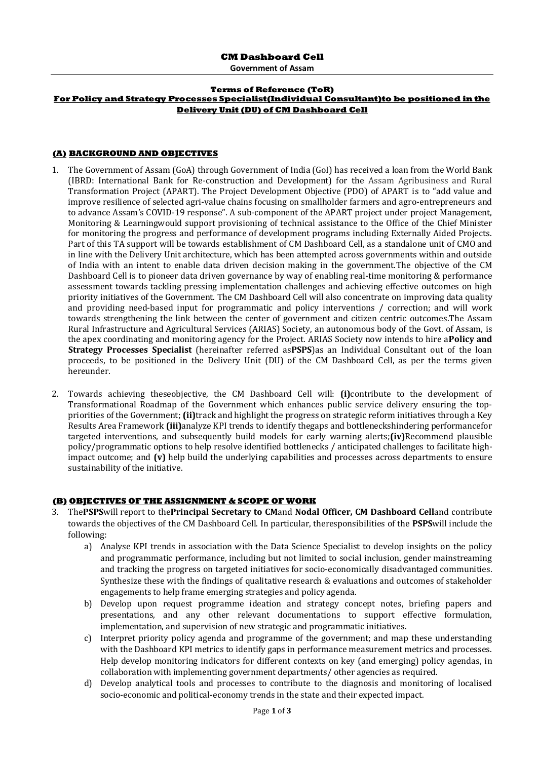# CM Dashboard Cell

**Government of Assam**

**Terms of Reference (ToR)**

**For Policy and Strategy Processes Specialist(Individual Consultant)to be positioned in the Delivery Unit (DU) of CM Dashboard Cell**

## (A) BACKGROUND AND OBJECTIVES

1. The Government of Assam (GoA) through Government of India (GoI) has received a loan from the World Bank (IBRD: International Bank for Re-construction and Development) for the Assam Agribusiness and Rural Transformation Project (APART). The Project Development Objective (PDO) of APART is to "add value and improve resilience of selected agri-value chains focusing on smallholder farmers and agro-entrepreneurs and to advance Assam's COVID-19 response". A sub-component of the APART project under project Management, Monitoring & Learningwould support provisioning of technical assistance to the Office of the Chief Minister for monitoring the progress and performance of development programs including Externally Aided Projects. Part of this TA support will be towards establishment of CM Dashboard Cell, as a standalone unit of CMO and in line with the Delivery Unit architecture, which has been attempted across governments within and outside of India with an intent to enable data driven decision making in the government.The objective of the CM Dashboard Cell is to pioneer data driven governance by way of enabling real-time monitoring & performance assessment towards tackling pressing implementation challenges and achieving effective outcomes on high priority initiatives of the Government. The CM Dashboard Cell will also concentrate on improving data quality and providing need-based input for programmatic and policy interventions / correction; and will work towards strengthening the link between the center of government and citizen centric outcomes.The Assam Rural Infrastructure and Agricultural Services (ARIAS) Society, an autonomous body of the Govt. of Assam, is the apex coordinating and monitoring agency for the Project. ARIAS Society now intends to hire a**Policy and Strategy Processes Specialist** (hereinafter referred as**PSPS**)as an Individual Consultant out of the loan proceeds, to be positioned in the Delivery Unit (DU) of the CM Dashboard Cell, as per the terms given hereunder.

2. Towards achieving theseobjective, the CM Dashboard Cell will: **(i)**contribute to the development of Transformational Roadmap of the Government which enhances public service delivery ensuring the top-priorities of the Government; **(ii)**track and highlight the progress on strategic reform initiatives through a Key Results Area Framework **(iii)**analyze KPI trends to identify thegaps and bottleneckshindering performancefor targeted interventions, and subsequently build models for early warning alerts;**(iv)**Recommend plausible policy/programmatic options to help resolve identified bottlenecks / anticipated challenges to facilitate high-impact outcome; and **(v)** help build the underlying capabilities and processes across departments to ensure sustainability of the initiative.

## (B) OBJECTIVES OF THE ASSIGNMENT & SCOPE OF WORK

3. The**PSPS**will report to the**Principal Secretary to CM**and **Nodal Officer, CM Dashboard Cell**and contribute towards the objectives of the CM Dashboard Cell. In particular, theresponsibilities of the **PSPS**will include the following:
   a) Analyse KPI trends in association with the Data Science Specialist to develop insights on the policy and programmatic performance, including but not limited to social inclusion, gender mainstreaming and tracking the progress on targeted initiatives for socio-economically disadvantaged communities. Synthesize these with the findings of qualitative research & evaluations and outcomes of stakeholder engagements to help frame emerging strategies and policy agenda.
   b) Develop upon request programme ideation and strategy concept notes, briefing papers and presentations, and any other relevant documentations to support effective formulation, implementation, and supervision of new strategic and programmatic initiatives.
   c) Interpret priority policy agenda and programme of the government; and map these understanding with the Dashboard KPI metrics to identify gaps in performance measurement metrics and processes. Help develop monitoring indicators for different contexts on key (and emerging) policy agendas, in collaboration with implementing government departments/ other agencies as required.
   d) Develop analytical tools and processes to contribute to the diagnosis and monitoring of localised socio-economic and political-economy trends in the state and their expected impact.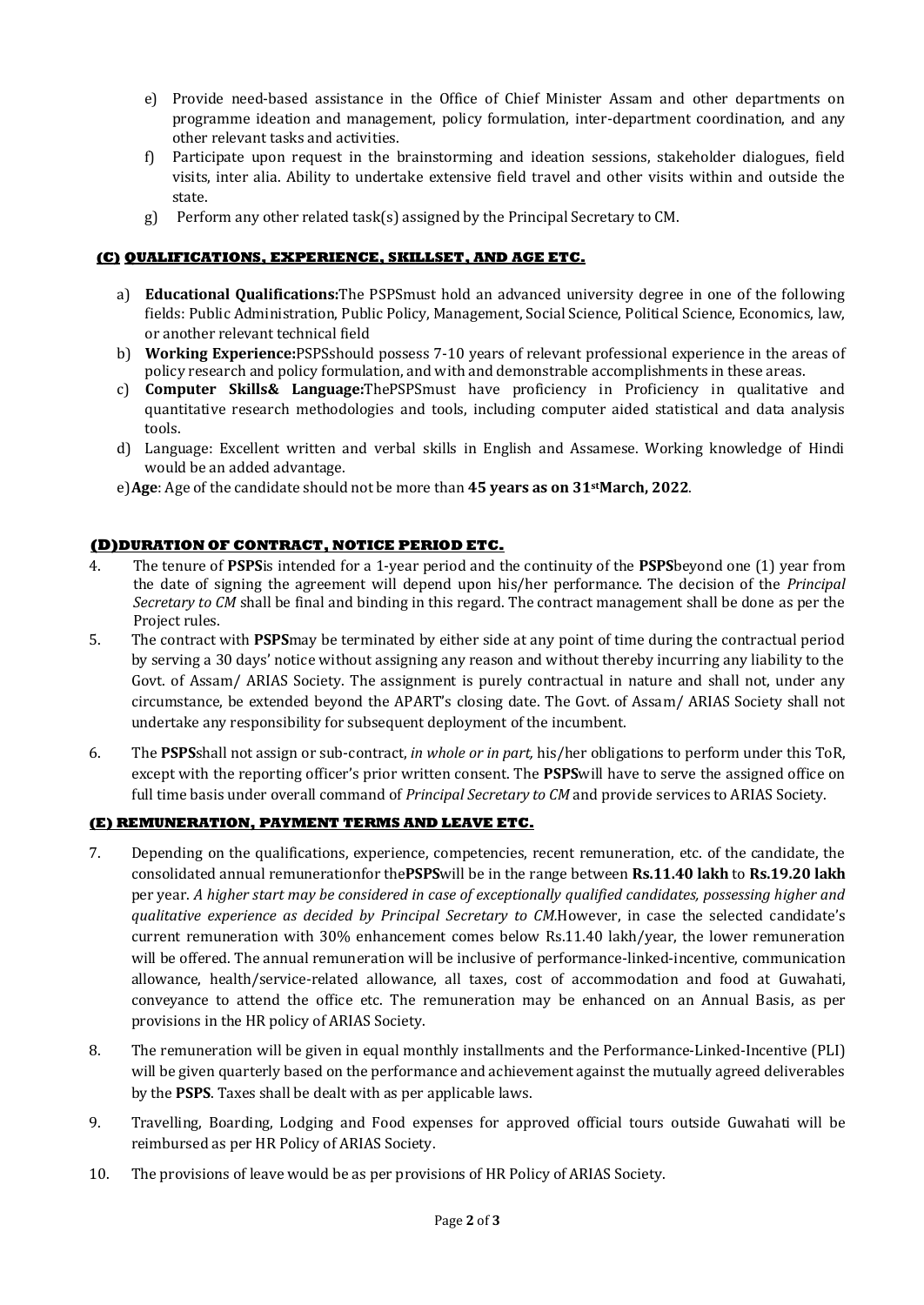e) Provide need-based assistance in the Office of Chief Minister Assam and other departments on programme ideation and management, policy formulation, inter-department coordination, and any other relevant tasks and activities.

f) Participate upon request in the brainstorming and ideation sessions, stakeholder dialogues, field visits, inter alia. Ability to undertake extensive field travel and other visits within and outside the state.

g) Perform any other related task(s) assigned by the Principal Secretary to CM.

## (C) QUALIFICATIONS, EXPERIENCE, SKILLSET, AND AGE ETC.

a) **Educational Qualifications:**The PSPSmust hold an advanced university degree in one of the following fields: Public Administration, Public Policy, Management, Social Science, Political Science, Economics, law, or another relevant technical field

b) **Working Experience:**PSPSshould possess 7-10 years of relevant professional experience in the areas of policy research and policy formulation, and with and demonstrable accomplishments in these areas.

c) **Computer Skills& Language:**ThePSPSmust have proficiency in Proficiency in qualitative and quantitative research methodologies and tools, including computer aided statistical and data analysis tools.

d) Language: Excellent written and verbal skills in English and Assamese. Working knowledge of Hindi would be an added advantage.

e) **Age**: Age of the candidate should not be more than **45 years as on 31st March, 2022**.

## (D)DURATION OF CONTRACT, NOTICE PERIOD ETC.

4. The tenure of **PSPS**is intended for a 1-year period and the continuity of the **PSPS**beyond one (1) year from the date of signing the agreement will depend upon his/her performance. The decision of the *Principal Secretary to CM* shall be final and binding in this regard. The contract management shall be done as per the Project rules.

5. The contract with **PSPS**may be terminated by either side at any point of time during the contractual period by serving a 30 days' notice without assigning any reason and without thereby incurring any liability to the Govt. of Assam/ ARIAS Society. The assignment is purely contractual in nature and shall not, under any circumstance, be extended beyond the APART's closing date. The Govt. of Assam/ ARIAS Society shall not undertake any responsibility for subsequent deployment of the incumbent.

6. The **PSPS**shall not assign or sub-contract, *in whole or in part,* his/her obligations to perform under this ToR, except with the reporting officer's prior written consent. The **PSPS**will have to serve the assigned office on full time basis under overall command of *Principal Secretary to CM* and provide services to ARIAS Society.

## (E) REMUNERATION, PAYMENT TERMS AND LEAVE ETC.

7. Depending on the qualifications, experience, competencies, recent remuneration, etc. of the candidate, the consolidated annual remunerationfor the**PSPS**will be in the range between **Rs.11.40 lakh** to **Rs.19.20 lakh** per year. *A higher start may be considered in case of exceptionally qualified candidates, possessing higher and qualitative experience as decided by Principal Secretary to CM.*However, in case the selected candidate's current remuneration with 30% enhancement comes below Rs.11.40 lakh/year, the lower remuneration will be offered. The annual remuneration will be inclusive of performance-linked-incentive, communication allowance, health/service-related allowance, all taxes, cost of accommodation and food at Guwahati, conveyance to attend the office etc. The remuneration may be enhanced on an Annual Basis, as per provisions in the HR policy of ARIAS Society.

8. The remuneration will be given in equal monthly installments and the Performance-Linked-Incentive (PLI) will be given quarterly based on the performance and achievement against the mutually agreed deliverables by the **PSPS**. Taxes shall be dealt with as per applicable laws.

9. Travelling, Boarding, Lodging and Food expenses for approved official tours outside Guwahati will be reimbursed as per HR Policy of ARIAS Society.

10. The provisions of leave would be as per provisions of HR Policy of ARIAS Society.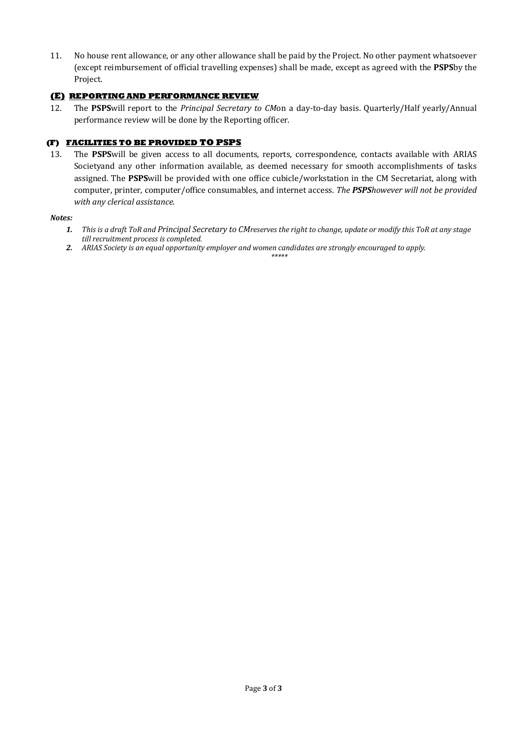11. No house rent allowance, or any other allowance shall be paid by the Project. No other payment whatsoever (except reimbursement of official travelling expenses) shall be made, except as agreed with the **PSPS**by the Project.

### (E) REPORTING AND PERFORMANCE REVIEW

12. The **PSPS**will report to the *Principal Secretary to CM*on a day-to-day basis. Quarterly/Half yearly/Annual performance review will be done by the Reporting officer.

### (F) FACILITIES TO BE PROVIDED TO PSPS

13. The **PSPS**will be given access to all documents, reports, correspondence, contacts available with ARIAS Societyand any other information available, as deemed necessary for smooth accomplishments of tasks assigned. The **PSPS**will be provided with one office cubicle/workstation in the CM Secretariat, along with computer, printer, computer/office consumables, and internet access. *The **PSPS**however will not be provided with any clerical assistance*.

***Notes:***

1. *This is a draft ToR and Principal Secretary to CMreserves the right to change, update or modify this ToR at any stage till recruitment process is completed.*
2. *ARIAS Society is an equal opportunity employer and women candidates are strongly encouraged to apply.*

*****